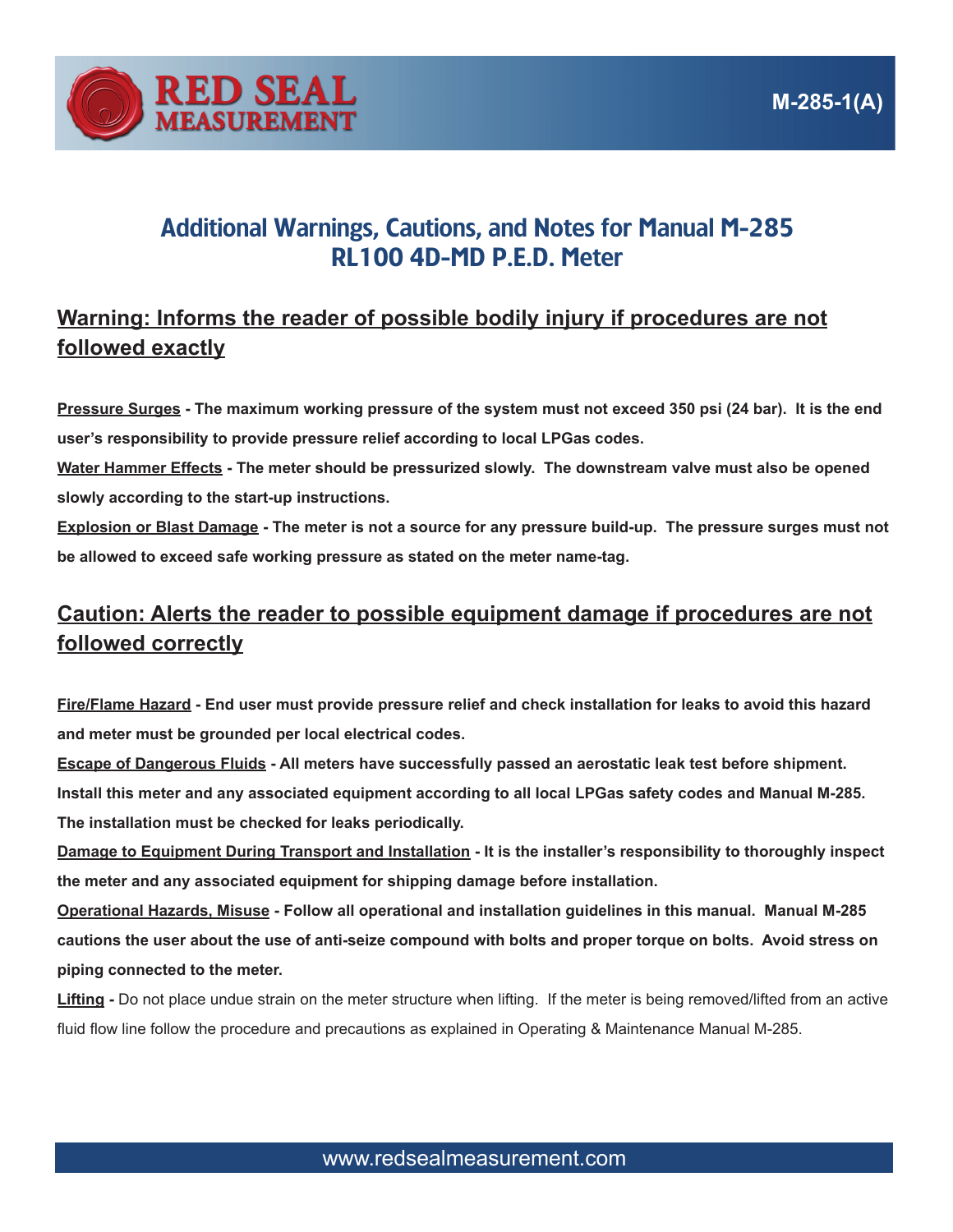M-285-1(A)

# Additional Warnings, Cautions, and Notes for Manual M-285 RL100 4D-MD P.E.D. Meter

## Warning: Informs the reader of possible bodily injury if procedures are not followed exactly

**Pressure Surges - The maximum working pressure of the system must not exceed 350 psi (24 bar). It is the end user's responsibility to provide pressure relief according to local LPGas codes.**

**Water Hammer Effects - The meter should be pressurized slowly. The downstream valve must also be opened slowly according to the start-up instructions.**

**Explosion or Blast Damage - The meter is not a source for any pressure build-up. The pressure surges must not be allowed to exceed safe working pressure as stated on the meter name-tag.**

## Caution: Alerts the reader to possible equipment damage if procedures are not followed correctly

**Fire/Flame Hazard - End user must provide pressure relief and check installation for leaks to avoid this hazard and meter must be grounded per local electrical codes.**

**Escape of Dangerous Fluids - All meters have successfully passed an aerostatic leak test before shipment. Install this meter and any associated equipment according to all local LPGas safety codes and Manual M-285. The installation must be checked for leaks periodically.**

**Damage to Equipment During Transport and Installation - It is the installer's responsibility to thoroughly inspect the meter and any associated equipment for shipping damage before installation.**

**Operational Hazards, Misuse - Follow all operational and installation guidelines in this manual. Manual M-285 cautions the user about the use of anti-seize compound with bolts and proper torque on bolts. Avoid stress on piping connected to the meter.**

**Lifting -** Do not place undue strain on the meter structure when lifting. If the meter is being removed/lifted from an active fluid flow line follow the procedure and precautions as explained in Operating & Maintenance Manual M-285.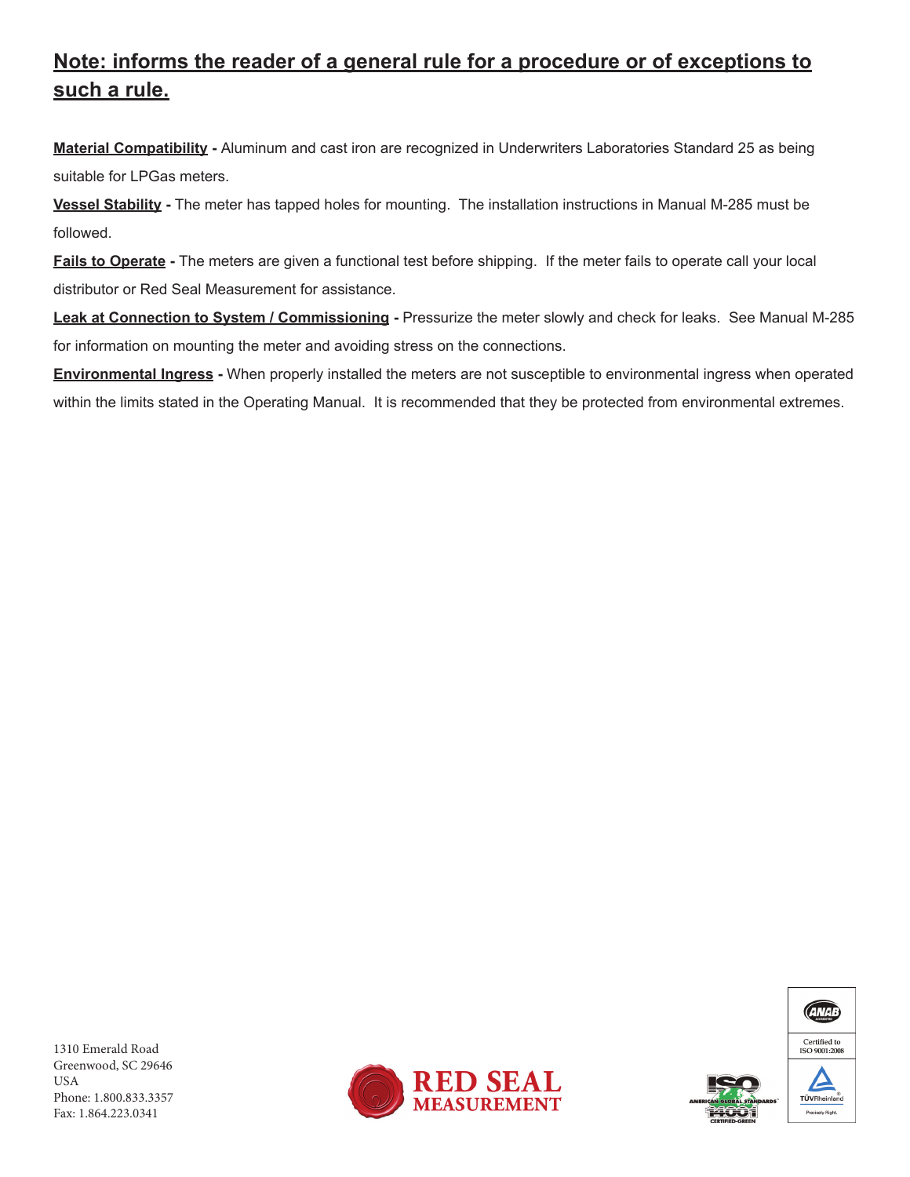**Note: informs the reader of a general rule for a procedure or of exceptions to such a rule.**

**Material Compatibility -** Aluminum and cast iron are recognized in Underwriters Laboratories Standard 25 as being suitable for LPGas meters.

**Vessel Stability -** The meter has tapped holes for mounting. The installation instructions in Manual M-285 must be followed.

**Fails to Operate -** The meters are given a functional test before shipping. If the meter fails to operate call your local distributor or Red Seal Measurement for assistance.

**Leak at Connection to System / Commissioning -** Pressurize the meter slowly and check for leaks. See Manual M-285 for information on mounting the meter and avoiding stress on the connections.

**Environmental Ingress -** When properly installed the meters are not susceptible to environmental ingress when operated within the limits stated in the Operating Manual. It is recommended that they be protected from environmental extremes.

1310 Emerald Road
Greenwood, SC 29646
USA
Phone: 1.800.833.3357
Fax: 1.864.223.0341

RED SEAL MEASUREMENT

Certified to ISO 9001:2008